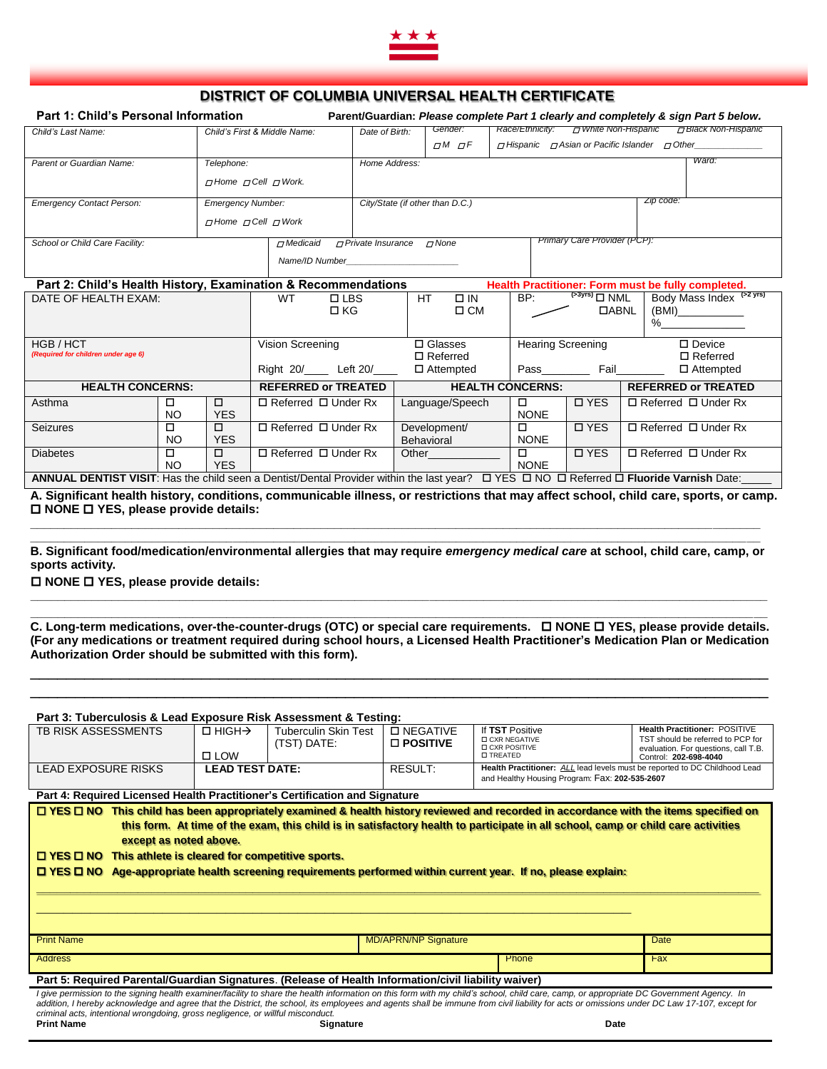# DISTRICT OF COLUMBIA UNIVERSAL HEALTH CERTIFICATE

**Part 1: Child's Personal Information** **Parent/Guardian:** ***Please complete Part 1 clearly and completely & sign Part 5 below.***

| Child's Last Name: | Child's First & Middle Name: | Date of Birth: | Gender: ☐M ☐F | Race/Ethnicity: ☐White Non-Hispanic ☐Black Non-Hispanic ☐Hispanic ☐Asian or Pacific Islander ☐Other_______ |
|---|---|---|---|---|
| Parent or Guardian Name: | Telephone: ☐Home ☐Cell ☐Work. | Home Address: | | Ward: |
| Emergency Contact Person: | Emergency Number: ☐Home ☐Cell ☐Work | City/State (if other than D.C.) | | Zip code: |
| School or Child Care Facility: | ☐Medicaid ☐Private Insurance ☐None Name/ID Number_______ | | | Primary Care Provider (PCP): |

**Part 2: Child's Health History, Examination & Recommendations** **Health Practitioner: Form must be fully completed.**

| DATE OF HEALTH EXAM: | | | WT ☐ LBS ☐ KG | HT ☐ IN ☐ CM | BP: (>3yrs) ☐ NML ☐ABNL | Body Mass Index (>2 yrs) (BMI)_______ %_______ | |
|---|---|---|---|---|---|---|---|
| HGB / HCT *(Required for children under age 6)* | | | Vision Screening Right 20/____ Left 20/____ | ☐ Glasses ☐ Referred ☐ Attempted | Hearing Screening Pass_______ Fail_______ | ☐ Device ☐ Referred ☐ Attempted | |
| **HEALTH CONCERNS:** | | | **REFERRED or TREATED** | **HEALTH CONCERNS:** | | | **REFERRED or TREATED** |
| Asthma | ☐ NO | ☐ YES | ☐ Referred ☐ Under Rx | Language/Speech | ☐ NONE | ☐ YES | ☐ Referred ☐ Under Rx |
| Seizures | ☐ NO | ☐ YES | ☐ Referred ☐ Under Rx | Development/ Behavioral | ☐ NONE | ☐ YES | ☐ Referred ☐ Under Rx |
| Diabetes | ☐ NO | ☐ YES | ☐ Referred ☐ Under Rx | Other__________ | ☐ NONE | ☐ YES | ☐ Referred ☐ Under Rx |

**ANNUAL DENTIST VISIT**: Has the child seen a Dentist/Dental Provider within the last year? ☐ YES ☐ NO ☐ Referred ☐ **Fluoride Varnish** Date:_____

**A. Significant health history, conditions, communicable illness, or restrictions that may affect school, child care, sports, or camp.**
**☐ NONE ☐ YES, please provide details:**

______________________________________________________________________________

**B. Significant food/medication/environmental allergies that may require *emergency medical care* at school, child care, camp, or sports activity.**

**☐ NONE ☐ YES, please provide details:**

______________________________________________________________________________

______________________________________________________________________________

**C. Long-term medications, over-the-counter-drugs (OTC) or special care requirements. ☐ NONE ☐ YES, please provide details. (For any medications or treatment required during school hours, a Licensed Health Practitioner's Medication Plan or Medication Authorization Order should be submitted with this form).**

______________________________________________________________________________

______________________________________________________________________________

**Part 3: Tuberculosis & Lead Exposure Risk Assessment & Testing:**

| TB RISK ASSESSMENTS | ☐ HIGH→ ☐ LOW | Tuberculin Skin Test (TST) DATE: | ☐ NEGATIVE **☐ POSITIVE** | If **TST** Positive ☐ CXR NEGATIVE ☐ CXR POSITIVE ☐ TREATED | **Health Practitioner:** POSITIVE TST should be referred to PCP for evaluation. For questions, call T.B. Control: **202-698-4040** |
|---|---|---|---|---|---|
| LEAD EXPOSURE RISKS | **LEAD TEST DATE:** | | RESULT: | **Health Practitioner:** *ALL* lead levels must be reported to DC Childhood Lead and Healthy Housing Program: Fax: **202-535-2607** | |

**Part 4: Required Licensed Health Practitioner's Certification and Signature**

**☐ YES ☐ NO This child has been appropriately examined & health history reviewed and recorded in accordance with the items specified on this form. At time of the exam, this child is in satisfactory health to participate in all school, camp or child care activities except as noted above.**

**☐ YES ☐ NO This athlete is cleared for competitive sports.**

**☐ YES ☐ NO Age-appropriate health screening requirements performed within current year. If no, please explain:**

______________________________________________________________________________

______________________________________________________________________________

| Print Name | | MD/APRN/NP Signature | Date |
|---|---|---|---|
| Address | | Phone | Fax |

**Part 5: Required Parental/Guardian Signatures. (Release of Health Information/civil liability waiver)**

*I give permission to the signing health examiner/facility to share the health information on this form with my child's school, child care, camp, or appropriate DC Government Agency. In addition, I hereby acknowledge and agree that the District, the school, its employees and agents shall be immune from civil liability for acts or omissions under DC Law 17-107, except for criminal acts, intentional wrongdoing, gross negligence, or willful misconduct.*

**Print Name** **Signature** **Date**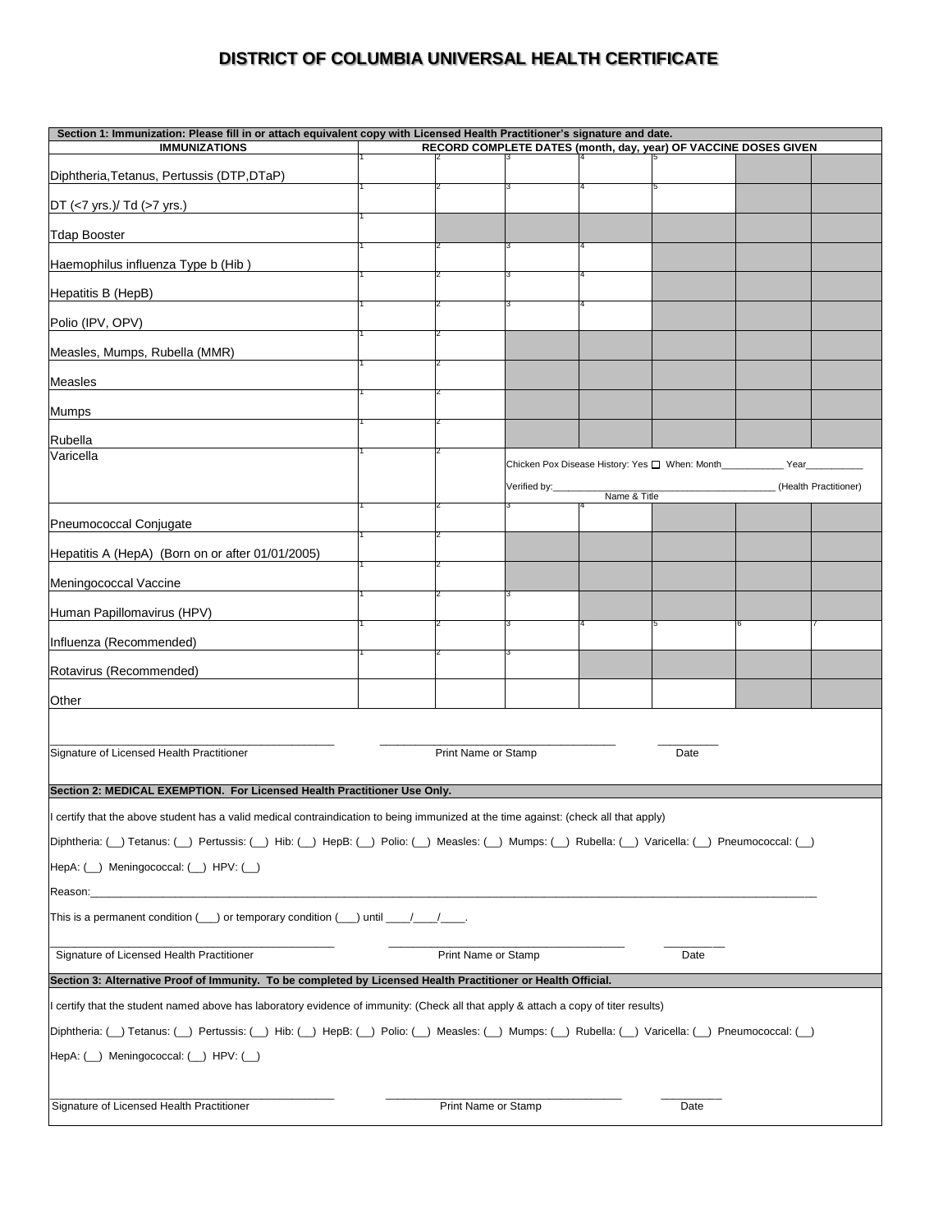# DISTRICT OF COLUMBIA UNIVERSAL HEALTH CERTIFICATE

**Section 1: Immunization: Please fill in or attach equivalent copy with Licensed Health Practitioner's signature and date.**

| IMMUNIZATIONS | RECORD COMPLETE DATES (month, day, year) OF VACCINE DOSES GIVEN | | | | | | |
|---|---|---|---|---|---|---|---|
| Diphtheria,Tetanus, Pertussis (DTP,DTaP) | 1 | 2 | 3 | 4 | 5 | | |
| DT (<7 yrs.)/ Td (>7 yrs.) | 1 | 2 | 3 | 4 | 5 | | |
| Tdap Booster | 1 | | | | | | |
| Haemophilus influenza Type b (Hib ) | 1 | 2 | 3 | 4 | | | |
| Hepatitis B (HepB) | 1 | 2 | 3 | 4 | | | |
| Polio (IPV, OPV) | 1 | 2 | 3 | 4 | | | |
| Measles, Mumps, Rubella (MMR) | 1 | 2 | | | | | |
| Measles | 1 | 2 | | | | | |
| Mumps | 1 | 2 | | | | | |
| Rubella | 1 | 2 | | | | | |
| Varicella | 1 | 2 | Chicken Pox Disease History: Yes ☐ When: Month___________ Year__________ Verified by:_______________________________________ (Health Practitioner) Name & Title | | | | |
| Pneumococcal Conjugate | 1 | 2 | 3 | 4 | | | |
| Hepatitis A (HepA) (Born on or after 01/01/2005) | 1 | 2 | | | | | |
| Meningococcal Vaccine | 1 | 2 | | | | | |
| Human Papillomavirus (HPV) | 1 | 2 | 3 | | | | |
| Influenza (Recommended) | 1 | 2 | 3 | 4 | 5 | 6 | 7 |
| Rotavirus (Recommended) | 1 | 2 | 3 | | | | |
| Other | | | | | | | |

_______________________________________ _______________________________________ __________

Signature of Licensed Health Practitioner Print Name or Stamp Date

**Section 2: MEDICAL EXEMPTION. For Licensed Health Practitioner Use Only.**

I certify that the above student has a valid medical contraindication to being immunized at the time against: (check all that apply)

Diphtheria: (__) Tetanus: (__) Pertussis: (__) Hib: (__) HepB: (__) Polio: (__) Measles: (__) Mumps: (__) Rubella: (__) Varicella: (__) Pneumococcal: (__)

HepA: (__) Meningococcal: (__) HPV: (__)

Reason:_______________________________________________________________________________________________________________

This is a permanent condition (___) or temporary condition (___) until ____/____/____.

_______________________________________ _______________________________________ __________

Signature of Licensed Health Practitioner Print Name or Stamp Date

**Section 3: Alternative Proof of Immunity. To be completed by Licensed Health Practitioner or Health Official.**

I certify that the student named above has laboratory evidence of immunity: (Check all that apply & attach a copy of titer results)

Diphtheria: (__) Tetanus: (__) Pertussis: (__) Hib: (__) HepB: (__) Polio: (__) Measles: (__) Mumps: (__) Rubella: (__) Varicella: (__) Pneumococcal: (__)

HepA: (__) Meningococcal: (__) HPV: (__)

_______________________________________ _______________________________________ __________

Signature of Licensed Health Practitioner Print Name or Stamp Date